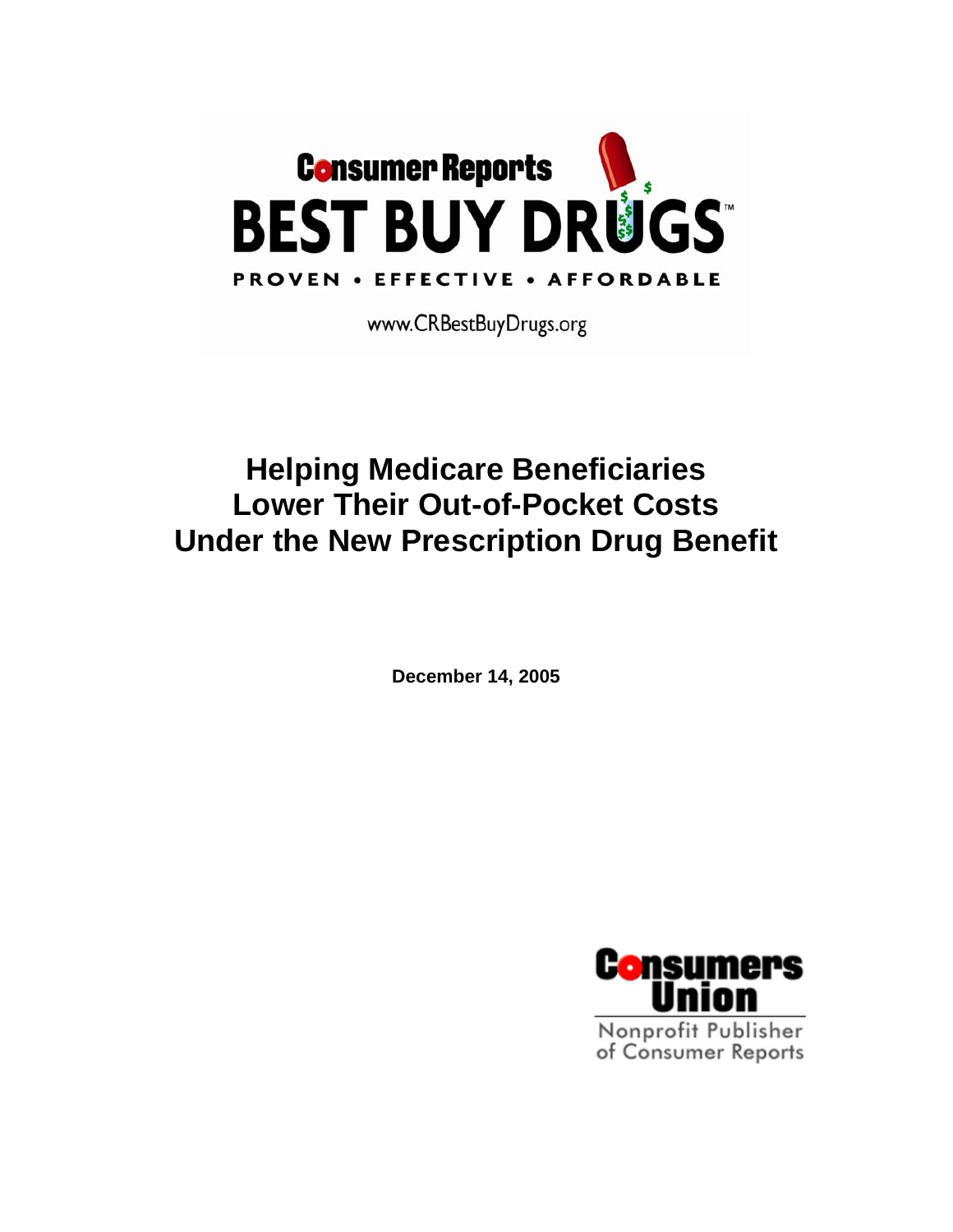Consumer Reports

BEST BUY DRUGS™

PROVEN • EFFECTIVE • AFFORDABLE

www.CRBestBuyDrugs.org

# Helping Medicare Beneficiaries Lower Their Out-of-Pocket Costs Under the New Prescription Drug Benefit

**December 14, 2005**

Consumers Union

Nonprofit Publisher of Consumer Reports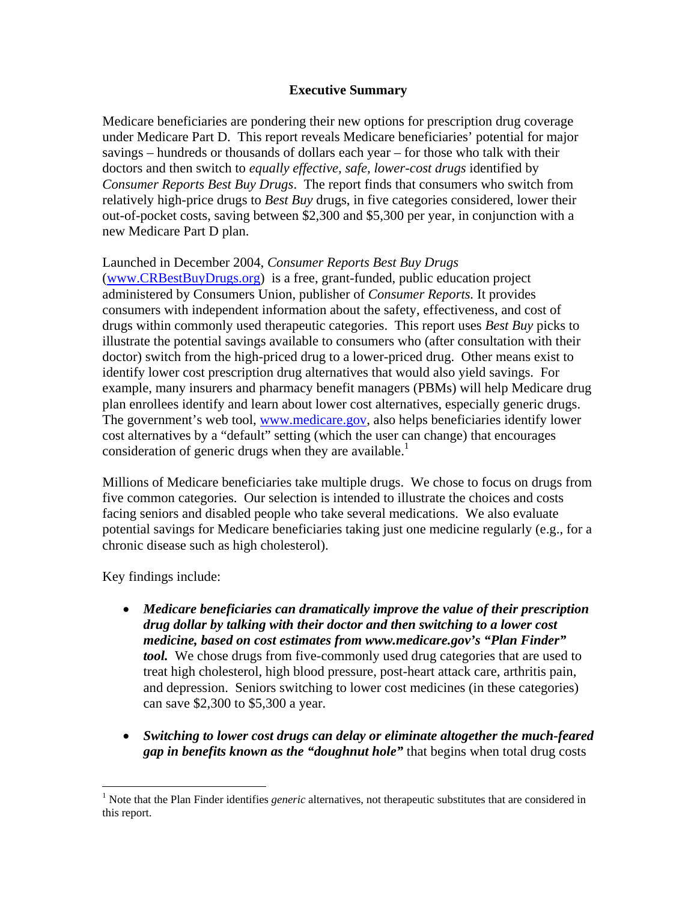## Executive Summary

Medicare beneficiaries are pondering their new options for prescription drug coverage under Medicare Part D. This report reveals Medicare beneficiaries' potential for major savings – hundreds or thousands of dollars each year – for those who talk with their doctors and then switch to *equally effective, safe, lower-cost drugs* identified by *Consumer Reports Best Buy Drugs*. The report finds that consumers who switch from relatively high-price drugs to *Best Buy* drugs, in five categories considered, lower their out-of-pocket costs, saving between $2,300 and $5,300 per year, in conjunction with a new Medicare Part D plan.

Launched in December 2004, *Consumer Reports Best Buy Drugs* ([www.CRBestBuyDrugs.org](http://www.CRBestBuyDrugs.org)) is a free, grant-funded, public education project administered by Consumers Union, publisher of *Consumer Reports.* It provides consumers with independent information about the safety, effectiveness, and cost of drugs within commonly used therapeutic categories. This report uses *Best Buy* picks to illustrate the potential savings available to consumers who (after consultation with their doctor) switch from the high-priced drug to a lower-priced drug. Other means exist to identify lower cost prescription drug alternatives that would also yield savings. For example, many insurers and pharmacy benefit managers (PBMs) will help Medicare drug plan enrollees identify and learn about lower cost alternatives, especially generic drugs. The government's web tool, [www.medicare.gov](http://www.medicare.gov), also helps beneficiaries identify lower cost alternatives by a "default" setting (which the user can change) that encourages consideration of generic drugs when they are available.[1]

Millions of Medicare beneficiaries take multiple drugs. We chose to focus on drugs from five common categories. Our selection is intended to illustrate the choices and costs facing seniors and disabled people who take several medications. We also evaluate potential savings for Medicare beneficiaries taking just one medicine regularly (e.g., for a chronic disease such as high cholesterol).

Key findings include:

- ***Medicare beneficiaries can dramatically improve the value of their prescription drug dollar by talking with their doctor and then switching to a lower cost medicine, based on cost estimates from www.medicare.gov's "Plan Finder" tool.*** We chose drugs from five-commonly used drug categories that are used to treat high cholesterol, high blood pressure, post-heart attack care, arthritis pain, and depression. Seniors switching to lower cost medicines (in these categories) can save $2,300 to $5,300 a year.

- ***Switching to lower cost drugs can delay or eliminate altogether the much-feared gap in benefits known as the "doughnut hole"*** that begins when total drug costs

[1] Note that the Plan Finder identifies *generic* alternatives, not therapeutic substitutes that are considered in this report.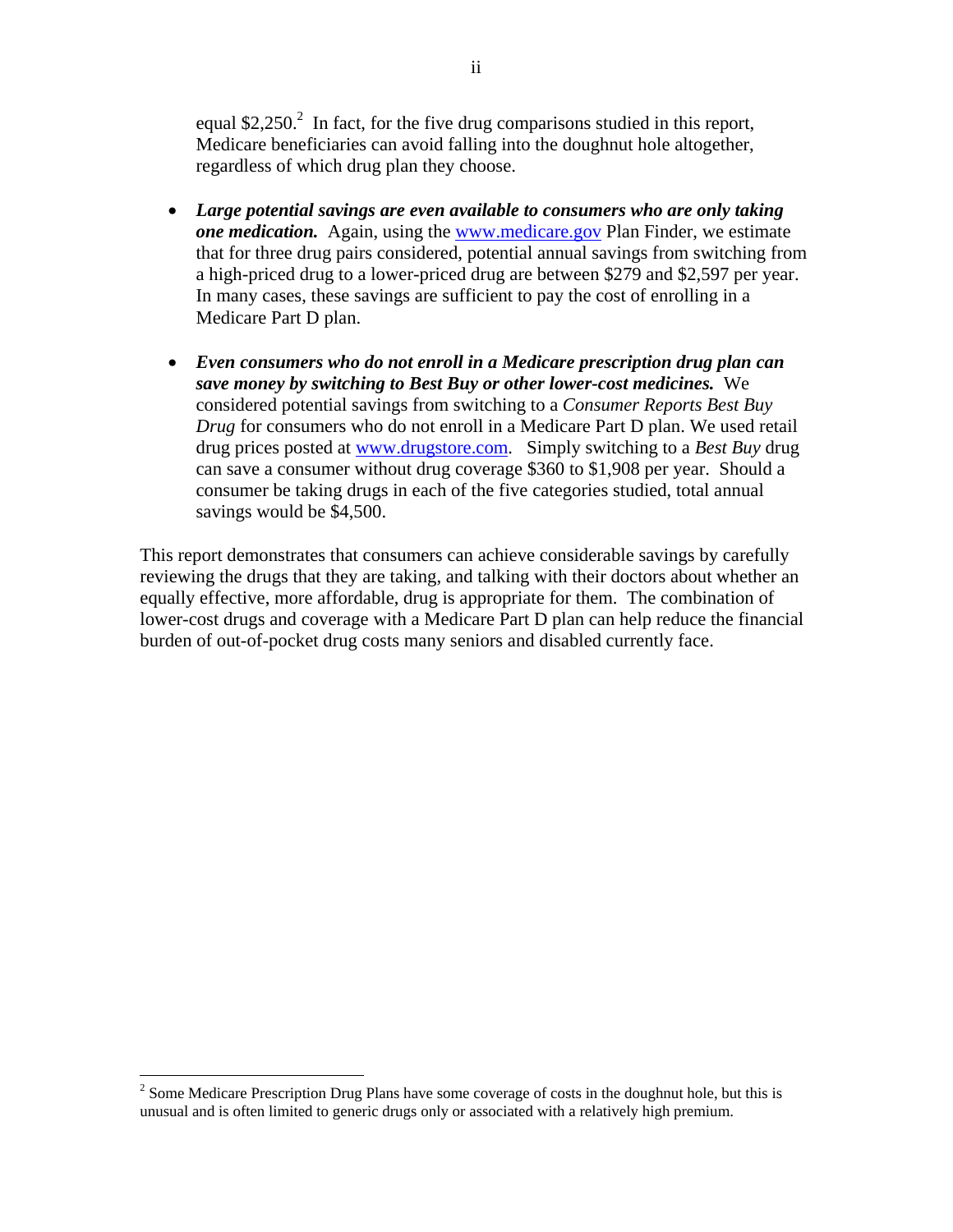equal $2,250.[2] In fact, for the five drug comparisons studied in this report, Medicare beneficiaries can avoid falling into the doughnut hole altogether, regardless of which drug plan they choose.

- ***Large potential savings are even available to consumers who are only taking one medication.*** Again, using the www.medicare.gov Plan Finder, we estimate that for three drug pairs considered, potential annual savings from switching from a high-priced drug to a lower-priced drug are between $279 and $2,597 per year. In many cases, these savings are sufficient to pay the cost of enrolling in a Medicare Part D plan.

- ***Even consumers who do not enroll in a Medicare prescription drug plan can save money by switching to Best Buy or other lower-cost medicines.*** We considered potential savings from switching to a *Consumer Reports Best Buy Drug* for consumers who do not enroll in a Medicare Part D plan. We used retail drug prices posted at www.drugstore.com. Simply switching to a *Best Buy* drug can save a consumer without drug coverage $360 to $1,908 per year. Should a consumer be taking drugs in each of the five categories studied, total annual savings would be $4,500.

This report demonstrates that consumers can achieve considerable savings by carefully reviewing the drugs that they are taking, and talking with their doctors about whether an equally effective, more affordable, drug is appropriate for them. The combination of lower-cost drugs and coverage with a Medicare Part D plan can help reduce the financial burden of out-of-pocket drug costs many seniors and disabled currently face.

[2] Some Medicare Prescription Drug Plans have some coverage of costs in the doughnut hole, but this is unusual and is often limited to generic drugs only or associated with a relatively high premium.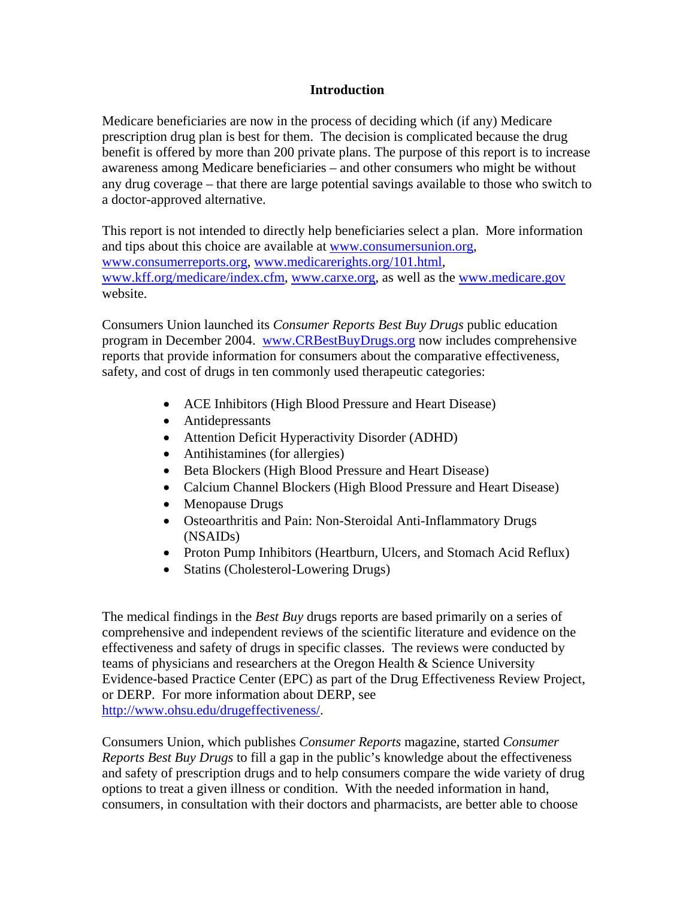## Introduction

Medicare beneficiaries are now in the process of deciding which (if any) Medicare prescription drug plan is best for them. The decision is complicated because the drug benefit is offered by more than 200 private plans. The purpose of this report is to increase awareness among Medicare beneficiaries – and other consumers who might be without any drug coverage – that there are large potential savings available to those who switch to a doctor-approved alternative.

This report is not intended to directly help beneficiaries select a plan. More information and tips about this choice are available at www.consumersunion.org, www.consumerreports.org, www.medicarerights.org/101.html, www.kff.org/medicare/index.cfm, www.carxe.org, as well as the www.medicare.gov website.

Consumers Union launched its *Consumer Reports Best Buy Drugs* public education program in December 2004. www.CRBestBuyDrugs.org now includes comprehensive reports that provide information for consumers about the comparative effectiveness, safety, and cost of drugs in ten commonly used therapeutic categories:

- ACE Inhibitors (High Blood Pressure and Heart Disease)
- Antidepressants
- Attention Deficit Hyperactivity Disorder (ADHD)
- Antihistamines (for allergies)
- Beta Blockers (High Blood Pressure and Heart Disease)
- Calcium Channel Blockers (High Blood Pressure and Heart Disease)
- Menopause Drugs
- Osteoarthritis and Pain: Non-Steroidal Anti-Inflammatory Drugs (NSAIDs)
- Proton Pump Inhibitors (Heartburn, Ulcers, and Stomach Acid Reflux)
- Statins (Cholesterol-Lowering Drugs)

The medical findings in the *Best Buy* drugs reports are based primarily on a series of comprehensive and independent reviews of the scientific literature and evidence on the effectiveness and safety of drugs in specific classes. The reviews were conducted by teams of physicians and researchers at the Oregon Health & Science University Evidence-based Practice Center (EPC) as part of the Drug Effectiveness Review Project, or DERP. For more information about DERP, see http://www.ohsu.edu/drugeffectiveness/.

Consumers Union, which publishes *Consumer Reports* magazine, started *Consumer Reports Best Buy Drugs* to fill a gap in the public's knowledge about the effectiveness and safety of prescription drugs and to help consumers compare the wide variety of drug options to treat a given illness or condition. With the needed information in hand, consumers, in consultation with their doctors and pharmacists, are better able to choose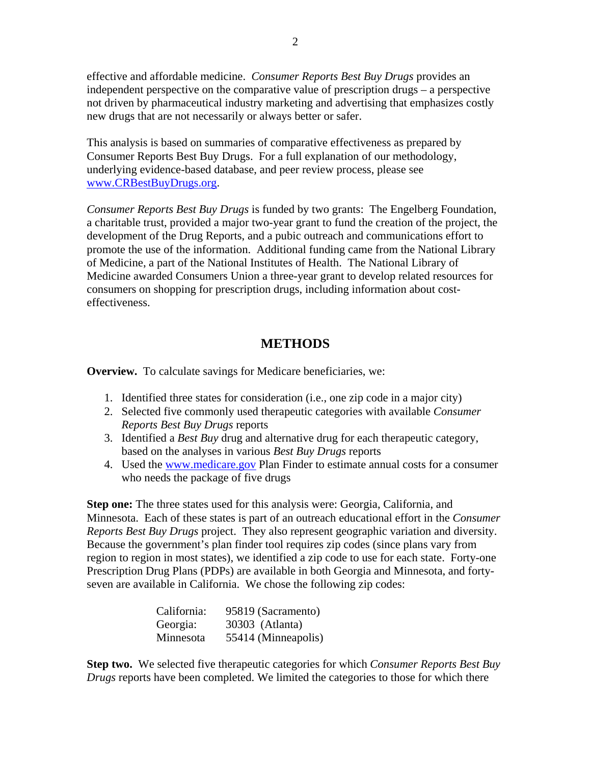effective and affordable medicine. *Consumer Reports Best Buy Drugs* provides an independent perspective on the comparative value of prescription drugs – a perspective not driven by pharmaceutical industry marketing and advertising that emphasizes costly new drugs that are not necessarily or always better or safer.

This analysis is based on summaries of comparative effectiveness as prepared by Consumer Reports Best Buy Drugs. For a full explanation of our methodology, underlying evidence-based database, and peer review process, please see www.CRBestBuyDrugs.org.

*Consumer Reports Best Buy Drugs* is funded by two grants: The Engelberg Foundation, a charitable trust, provided a major two-year grant to fund the creation of the project, the development of the Drug Reports, and a pubic outreach and communications effort to promote the use of the information. Additional funding came from the National Library of Medicine, a part of the National Institutes of Health. The National Library of Medicine awarded Consumers Union a three-year grant to develop related resources for consumers on shopping for prescription drugs, including information about cost-effectiveness.

## METHODS

**Overview.** To calculate savings for Medicare beneficiaries, we:

1. Identified three states for consideration (i.e., one zip code in a major city)
2. Selected five commonly used therapeutic categories with available *Consumer Reports Best Buy Drugs* reports
3. Identified a *Best Buy* drug and alternative drug for each therapeutic category, based on the analyses in various *Best Buy Drugs* reports
4. Used the www.medicare.gov Plan Finder to estimate annual costs for a consumer who needs the package of five drugs

**Step one:** The three states used for this analysis were: Georgia, California, and Minnesota. Each of these states is part of an outreach educational effort in the *Consumer Reports Best Buy Drugs* project. They also represent geographic variation and diversity. Because the government's plan finder tool requires zip codes (since plans vary from region to region in most states), we identified a zip code to use for each state. Forty-one Prescription Drug Plans (PDPs) are available in both Georgia and Minnesota, and forty-seven are available in California. We chose the following zip codes:

| | |
|---|---|
| California: | 95819 (Sacramento) |
| Georgia: | 30303 (Atlanta) |
| Minnesota | 55414 (Minneapolis) |

**Step two.** We selected five therapeutic categories for which *Consumer Reports Best Buy Drugs* reports have been completed. We limited the categories to those for which there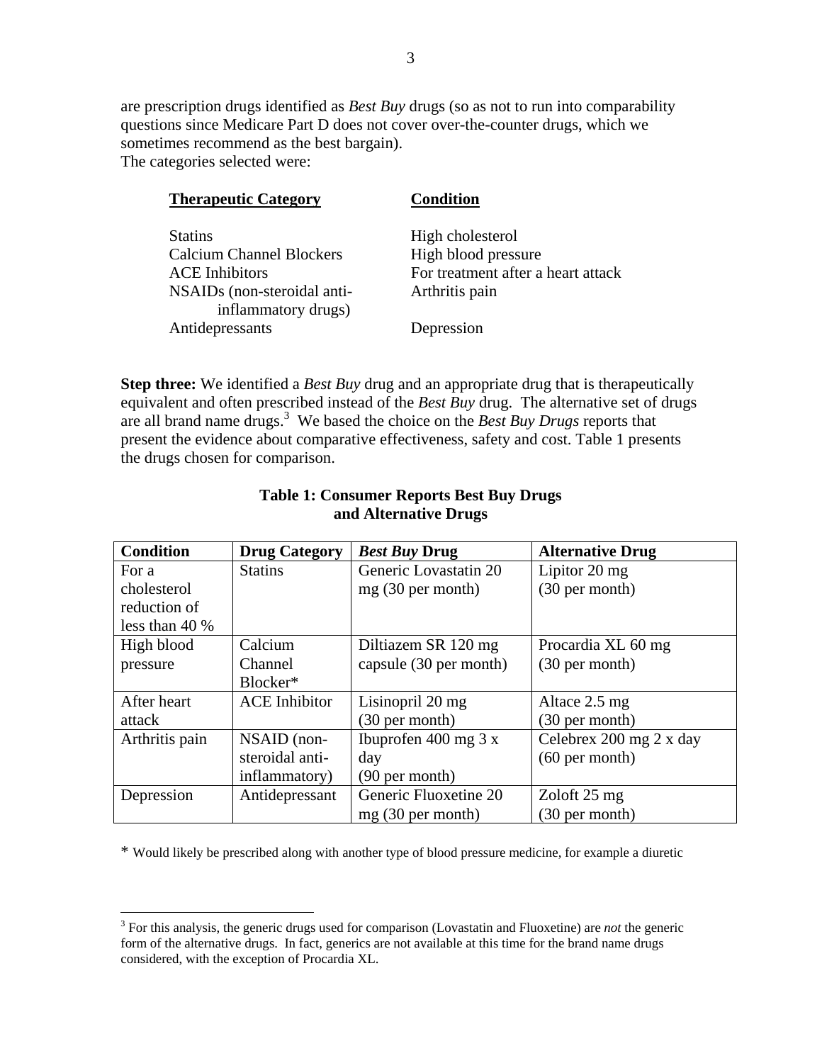are prescription drugs identified as *Best Buy* drugs (so as not to run into comparability questions since Medicare Part D does not cover over-the-counter drugs, which we sometimes recommend as the best bargain).
The categories selected were:

| **Therapeutic Category** | **Condition** |
|---|---|
| Statins | High cholesterol |
| Calcium Channel Blockers | High blood pressure |
| ACE Inhibitors | For treatment after a heart attack |
| NSAIDs (non-steroidal anti-inflammatory drugs) | Arthritis pain |
| Antidepressants | Depression |

**Step three:** We identified a *Best Buy* drug and an appropriate drug that is therapeutically equivalent and often prescribed instead of the *Best Buy* drug. The alternative set of drugs are all brand name drugs.[3] We based the choice on the *Best Buy Drugs* reports that present the evidence about comparative effectiveness, safety and cost. Table 1 presents the drugs chosen for comparison.

**Table 1: Consumer Reports Best Buy Drugs and Alternative Drugs**

| Condition | Drug Category | *Best Buy* Drug | Alternative Drug |
|---|---|---|---|
| For a cholesterol reduction of less than 40 % | Statins | Generic Lovastatin 20 mg (30 per month) | Lipitor 20 mg (30 per month) |
| High blood pressure | Calcium Channel Blocker* | Diltiazem SR 120 mg capsule (30 per month) | Procardia XL 60 mg (30 per month) |
| After heart attack | ACE Inhibitor | Lisinopril 20 mg (30 per month) | Altace 2.5 mg (30 per month) |
| Arthritis pain | NSAID (non-steroidal anti-inflammatory) | Ibuprofen 400 mg 3 x day (90 per month) | Celebrex 200 mg 2 x day (60 per month) |
| Depression | Antidepressant | Generic Fluoxetine 20 mg (30 per month) | Zoloft 25 mg (30 per month) |

* Would likely be prescribed along with another type of blood pressure medicine, for example a diuretic

[3] For this analysis, the generic drugs used for comparison (Lovastatin and Fluoxetine) are *not* the generic form of the alternative drugs. In fact, generics are not available at this time for the brand name drugs considered, with the exception of Procardia XL.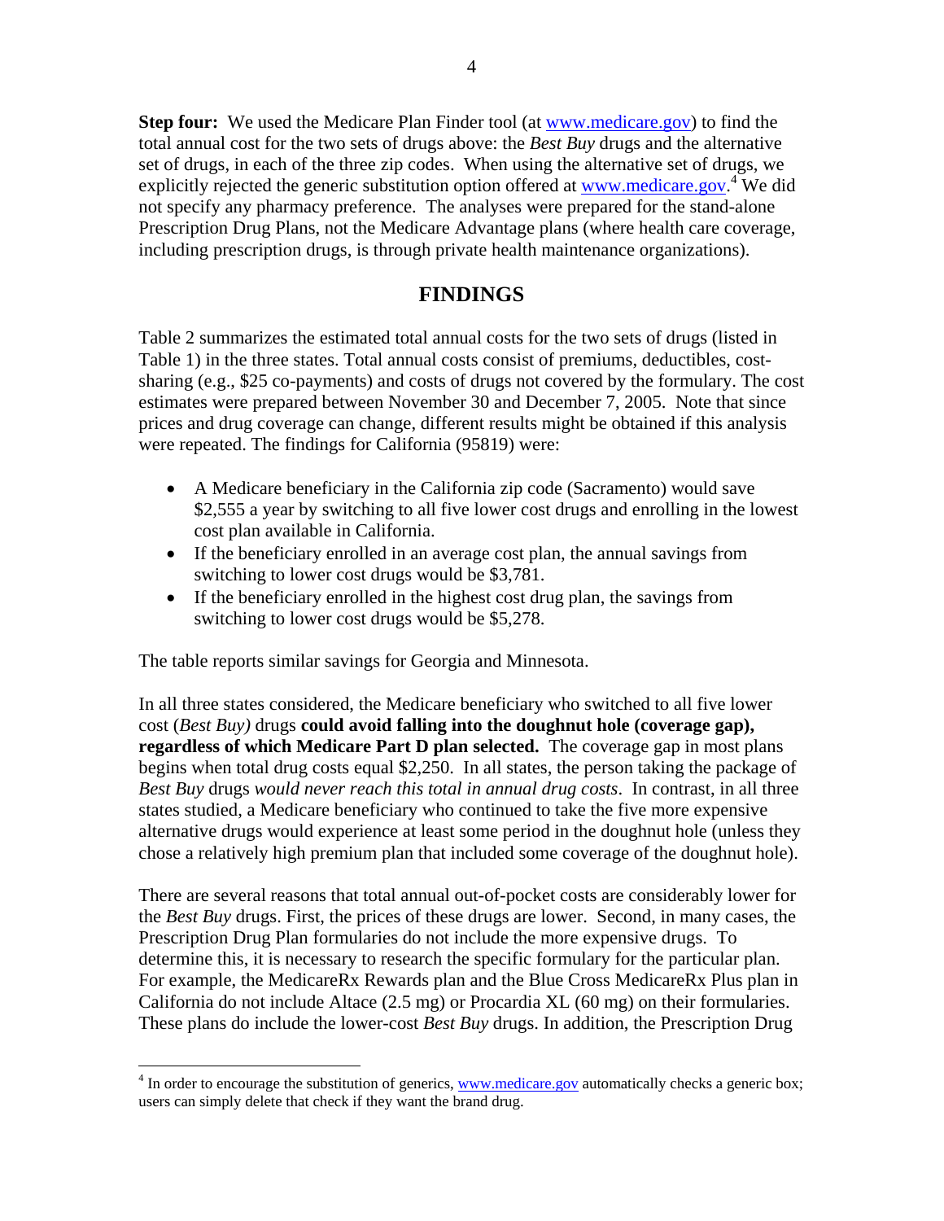**Step four:** We used the Medicare Plan Finder tool (at www.medicare.gov) to find the total annual cost for the two sets of drugs above: the *Best Buy* drugs and the alternative set of drugs, in each of the three zip codes. When using the alternative set of drugs, we explicitly rejected the generic substitution option offered at www.medicare.gov.[4] We did not specify any pharmacy preference. The analyses were prepared for the stand-alone Prescription Drug Plans, not the Medicare Advantage plans (where health care coverage, including prescription drugs, is through private health maintenance organizations).

## FINDINGS

Table 2 summarizes the estimated total annual costs for the two sets of drugs (listed in Table 1) in the three states. Total annual costs consist of premiums, deductibles, cost-sharing (e.g., $25 co-payments) and costs of drugs not covered by the formulary. The cost estimates were prepared between November 30 and December 7, 2005. Note that since prices and drug coverage can change, different results might be obtained if this analysis were repeated. The findings for California (95819) were:

- A Medicare beneficiary in the California zip code (Sacramento) would save $2,555 a year by switching to all five lower cost drugs and enrolling in the lowest cost plan available in California.
- If the beneficiary enrolled in an average cost plan, the annual savings from switching to lower cost drugs would be $3,781.
- If the beneficiary enrolled in the highest cost drug plan, the savings from switching to lower cost drugs would be $5,278.

The table reports similar savings for Georgia and Minnesota.

In all three states considered, the Medicare beneficiary who switched to all five lower cost (*Best Buy)* drugs **could avoid falling into the doughnut hole (coverage gap), regardless of which Medicare Part D plan selected.** The coverage gap in most plans begins when total drug costs equal $2,250. In all states, the person taking the package of *Best Buy* drugs *would never reach this total in annual drug costs*. In contrast, in all three states studied, a Medicare beneficiary who continued to take the five more expensive alternative drugs would experience at least some period in the doughnut hole (unless they chose a relatively high premium plan that included some coverage of the doughnut hole).

There are several reasons that total annual out-of-pocket costs are considerably lower for the *Best Buy* drugs. First, the prices of these drugs are lower. Second, in many cases, the Prescription Drug Plan formularies do not include the more expensive drugs. To determine this, it is necessary to research the specific formulary for the particular plan. For example, the MedicareRx Rewards plan and the Blue Cross MedicareRx Plus plan in California do not include Altace (2.5 mg) or Procardia XL (60 mg) on their formularies. These plans do include the lower-cost *Best Buy* drugs. In addition, the Prescription Drug

---

[4] In order to encourage the substitution of generics, www.medicare.gov automatically checks a generic box; users can simply delete that check if they want the brand drug.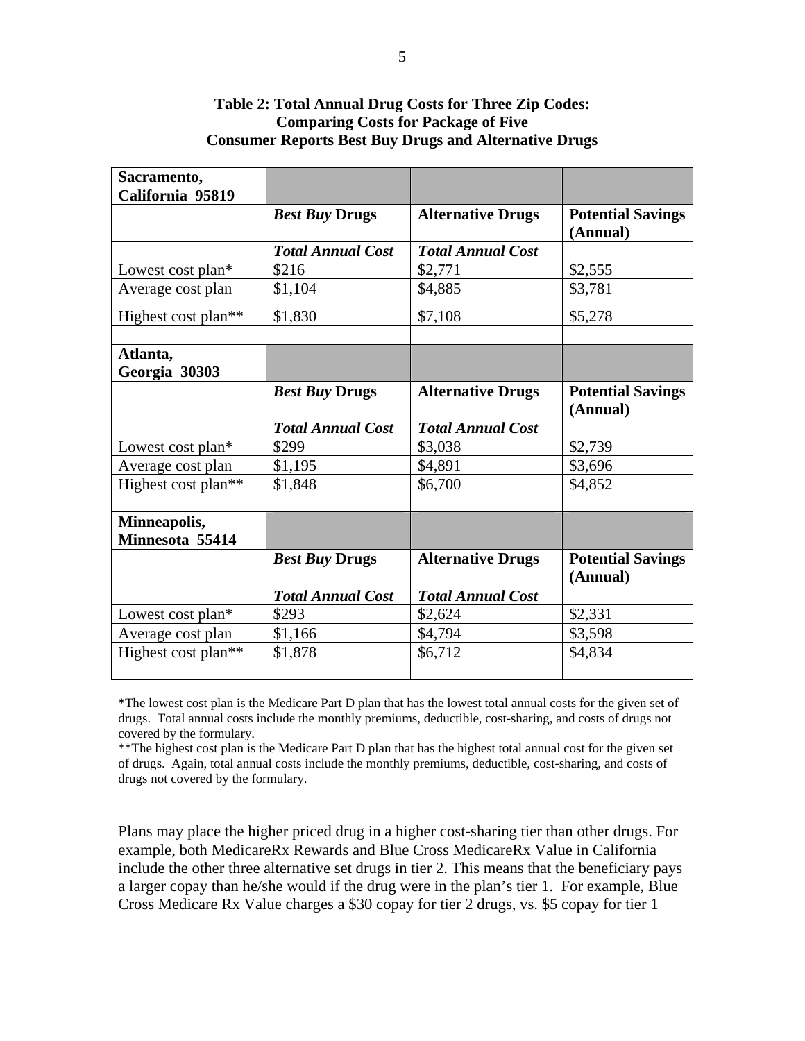**Table 2: Total Annual Drug Costs for Three Zip Codes: Comparing Costs for Package of Five Consumer Reports Best Buy Drugs and Alternative Drugs**

| | | | |
|---|---|---|---|
| **Sacramento, California 95819** | | | |
| | ***Best Buy* Drugs** | **Alternative Drugs** | **Potential Savings (Annual)** |
| | ***Total Annual Cost*** | ***Total Annual Cost*** | |
| Lowest cost plan* | $216 | $2,771 | $2,555 |
| Average cost plan | $1,104 | $4,885 | $3,781 |
| Highest cost plan** | $1,830 | $7,108 | $5,278 |
| | | | |
| **Atlanta, Georgia 30303** | | | |
| | ***Best Buy* Drugs** | **Alternative Drugs** | **Potential Savings (Annual)** |
| | ***Total Annual Cost*** | ***Total Annual Cost*** | |
| Lowest cost plan* | $299 | $3,038 | $2,739 |
| Average cost plan | $1,195 | $4,891 | $3,696 |
| Highest cost plan** | $1,848 | $6,700 | $4,852 |
| | | | |
| **Minneapolis, Minnesota 55414** | | | |
| | ***Best Buy* Drugs** | **Alternative Drugs** | **Potential Savings (Annual)** |
| | ***Total Annual Cost*** | ***Total Annual Cost*** | |
| Lowest cost plan* | $293 | $2,624 | $2,331 |
| Average cost plan | $1,166 | $4,794 | $3,598 |
| Highest cost plan** | $1,878 | $6,712 | $4,834 |
| | | | |

**\***The lowest cost plan is the Medicare Part D plan that has the lowest total annual costs for the given set of drugs. Total annual costs include the monthly premiums, deductible, cost-sharing, and costs of drugs not covered by the formulary.

**The highest cost plan is the Medicare Part D plan that has the highest total annual cost for the given set of drugs. Again, total annual costs include the monthly premiums, deductible, cost-sharing, and costs of drugs not covered by the formulary.

Plans may place the higher priced drug in a higher cost-sharing tier than other drugs. For example, both MedicareRx Rewards and Blue Cross MedicareRx Value in California include the other three alternative set drugs in tier 2. This means that the beneficiary pays a larger copay than he/she would if the drug were in the plan's tier 1. For example, Blue Cross Medicare Rx Value charges a $30 copay for tier 2 drugs, vs. $5 copay for tier 1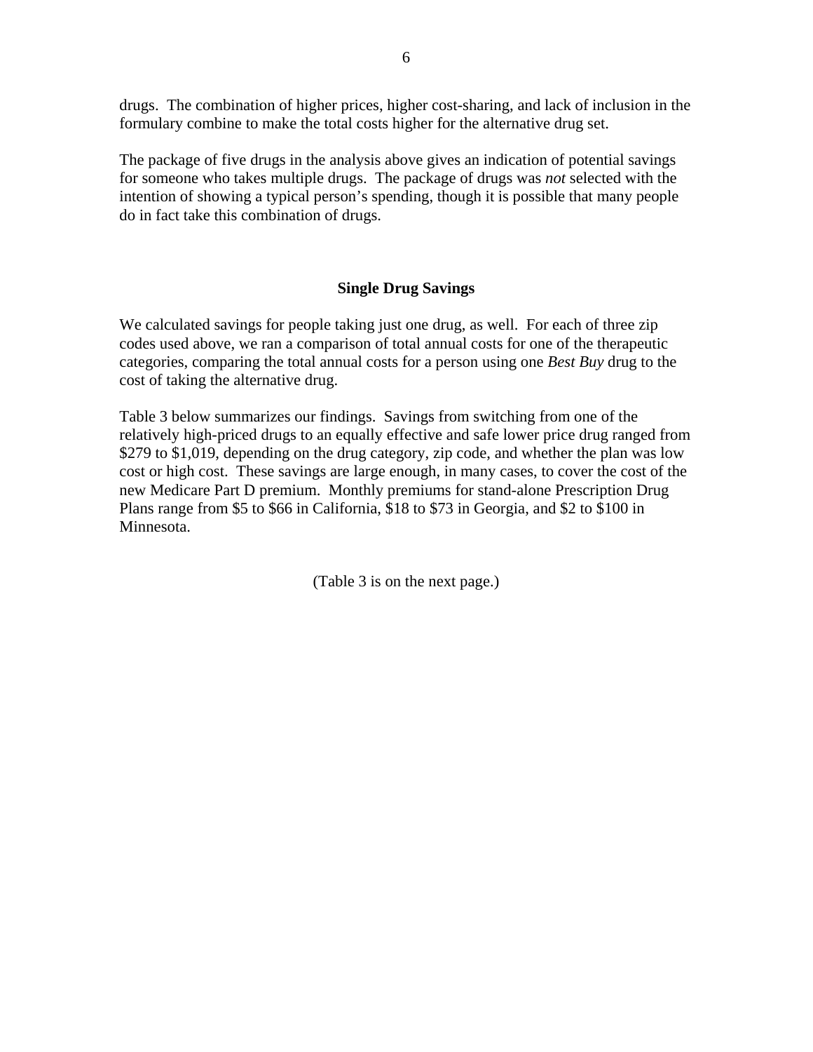drugs. The combination of higher prices, higher cost-sharing, and lack of inclusion in the formulary combine to make the total costs higher for the alternative drug set.

The package of five drugs in the analysis above gives an indication of potential savings for someone who takes multiple drugs. The package of drugs was *not* selected with the intention of showing a typical person's spending, though it is possible that many people do in fact take this combination of drugs.

## Single Drug Savings

We calculated savings for people taking just one drug, as well. For each of three zip codes used above, we ran a comparison of total annual costs for one of the therapeutic categories, comparing the total annual costs for a person using one *Best Buy* drug to the cost of taking the alternative drug.

Table 3 below summarizes our findings. Savings from switching from one of the relatively high-priced drugs to an equally effective and safe lower price drug ranged from $279 to $1,019, depending on the drug category, zip code, and whether the plan was low cost or high cost. These savings are large enough, in many cases, to cover the cost of the new Medicare Part D premium. Monthly premiums for stand-alone Prescription Drug Plans range from $5 to $66 in California, $18 to $73 in Georgia, and $2 to $100 in Minnesota.

(Table 3 is on the next page.)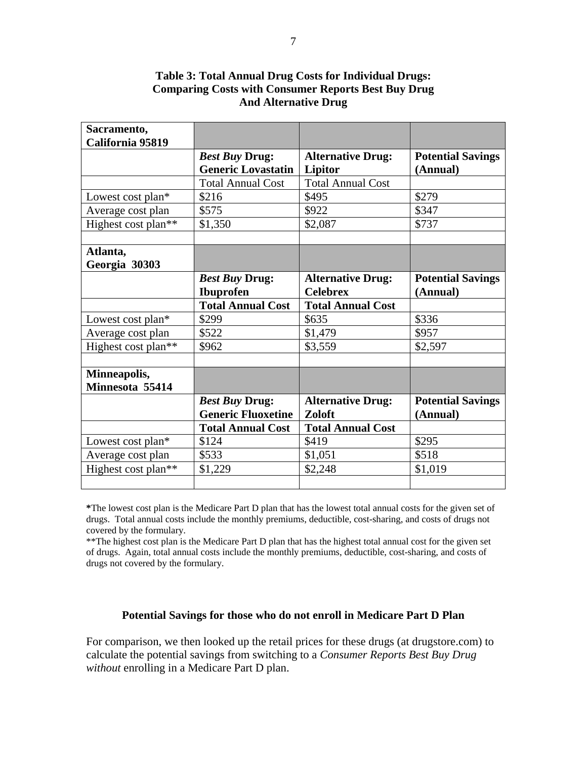**Table 3: Total Annual Drug Costs for Individual Drugs: Comparing Costs with Consumer Reports Best Buy Drug And Alternative Drug**

| | | | |
|---|---|---|---|
| **Sacramento, California 95819** | | | |
| | ***Best Buy* Drug: Generic Lovastatin** | **Alternative Drug: Lipitor** | **Potential Savings (Annual)** |
| | Total Annual Cost | Total Annual Cost | |
| Lowest cost plan* | $216 | $495 | $279 |
| Average cost plan | $575 | $922 | $347 |
| Highest cost plan** | $1,350 | $2,087 | $737 |
| | | | |
| **Atlanta, Georgia 30303** | | | |
| | ***Best Buy* Drug: Ibuprofen** | **Alternative Drug: Celebrex** | **Potential Savings (Annual)** |
| | **Total Annual Cost** | **Total Annual Cost** | |
| Lowest cost plan* | $299 | $635 | $336 |
| Average cost plan | $522 | $1,479 | $957 |
| Highest cost plan** | $962 | $3,559 | $2,597 |
| | | | |
| **Minneapolis, Minnesota 55414** | | | |
| | ***Best Buy* Drug: Generic Fluoxetine** | **Alternative Drug: Zoloft** | **Potential Savings (Annual)** |
| | **Total Annual Cost** | **Total Annual Cost** | |
| Lowest cost plan* | $124 | $419 | $295 |
| Average cost plan | $533 | $1,051 | $518 |
| Highest cost plan** | $1,229 | $2,248 | $1,019 |
| | | | |

**\***The lowest cost plan is the Medicare Part D plan that has the lowest total annual costs for the given set of drugs. Total annual costs include the monthly premiums, deductible, cost-sharing, and costs of drugs not covered by the formulary.

**The highest cost plan is the Medicare Part D plan that has the highest total annual cost for the given set of drugs. Again, total annual costs include the monthly premiums, deductible, cost-sharing, and costs of drugs not covered by the formulary.

### Potential Savings for those who do not enroll in Medicare Part D Plan

For comparison, we then looked up the retail prices for these drugs (at drugstore.com) to calculate the potential savings from switching to a *Consumer Reports Best Buy Drug without* enrolling in a Medicare Part D plan.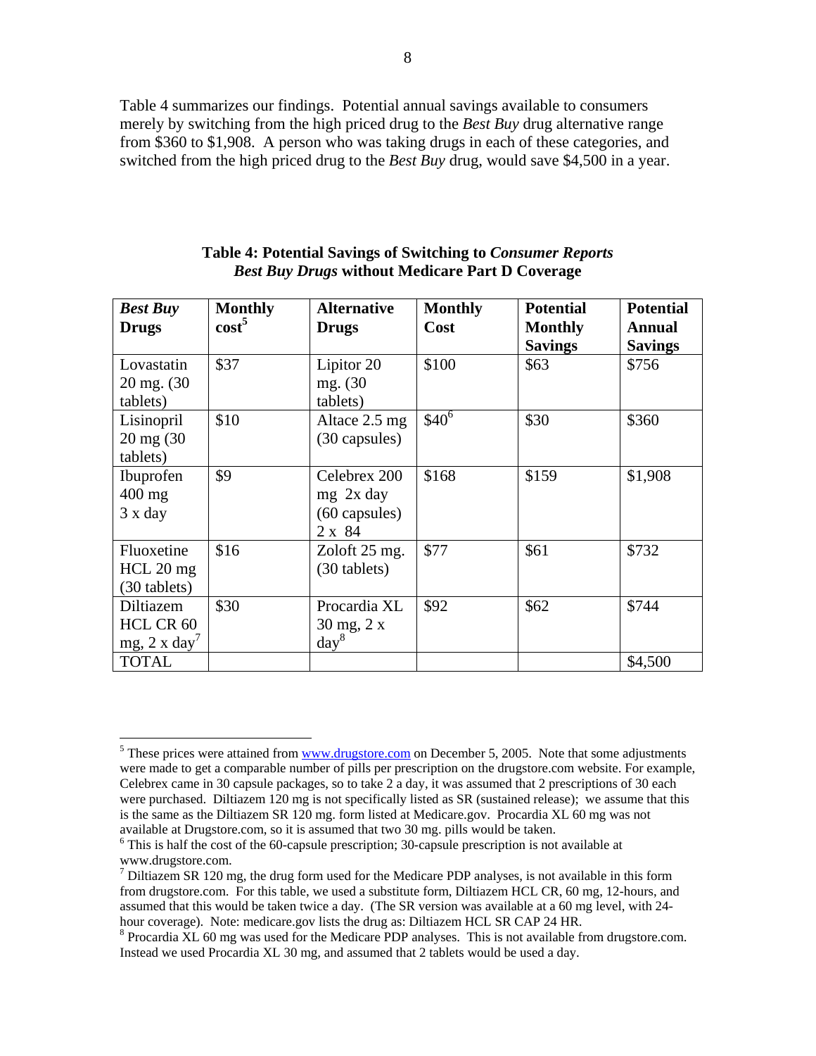Table 4 summarizes our findings. Potential annual savings available to consumers merely by switching from the high priced drug to the *Best Buy* drug alternative range from $360 to $1,908. A person who was taking drugs in each of these categories, and switched from the high priced drug to the *Best Buy* drug, would save $4,500 in a year.

**Table 4: Potential Savings of Switching to *Consumer Reports Best Buy Drugs* without Medicare Part D Coverage**

| ***Best Buy* Drugs** | **Monthly cost[5]** | **Alternative Drugs** | **Monthly Cost** | **Potential Monthly Savings** | **Potential Annual Savings** |
|---|---|---|---|---|---|
| Lovastatin 20 mg. (30 tablets) | $37 | Lipitor 20 mg. (30 tablets) | $100 | $63 | $756 |
| Lisinopril 20 mg (30 tablets) | $10 | Altace 2.5 mg (30 capsules) | $40[6] | $30 | $360 |
| Ibuprofen 400 mg 3 x day | $9 | Celebrex 200 mg 2x day (60 capsules) 2 x 84 | $168 | $159 | $1,908 |
| Fluoxetine HCL 20 mg (30 tablets) | $16 | Zoloft 25 mg. (30 tablets) | $77 | $61 | $732 |
| Diltiazem HCL CR 60 mg, 2 x day[7] | $30 | Procardia XL 30 mg, 2 x day[8] | $92 | $62 | $744 |
| TOTAL | | | | | $4,500 |

[5] These prices were attained from www.drugstore.com on December 5, 2005. Note that some adjustments were made to get a comparable number of pills per prescription on the drugstore.com website. For example, Celebrex came in 30 capsule packages, so to take 2 a day, it was assumed that 2 prescriptions of 30 each were purchased. Diltiazem 120 mg is not specifically listed as SR (sustained release); we assume that this is the same as the Diltiazem SR 120 mg. form listed at Medicare.gov. Procardia XL 60 mg was not available at Drugstore.com, so it is assumed that two 30 mg. pills would be taken.

[6] This is half the cost of the 60-capsule prescription; 30-capsule prescription is not available at www.drugstore.com.

[7] Diltiazem SR 120 mg, the drug form used for the Medicare PDP analyses, is not available in this form from drugstore.com. For this table, we used a substitute form, Diltiazem HCL CR, 60 mg, 12-hours, and assumed that this would be taken twice a day. (The SR version was available at a 60 mg level, with 24-hour coverage). Note: medicare.gov lists the drug as: Diltiazem HCL SR CAP 24 HR.

[8] Procardia XL 60 mg was used for the Medicare PDP analyses. This is not available from drugstore.com. Instead we used Procardia XL 30 mg, and assumed that 2 tablets would be used a day.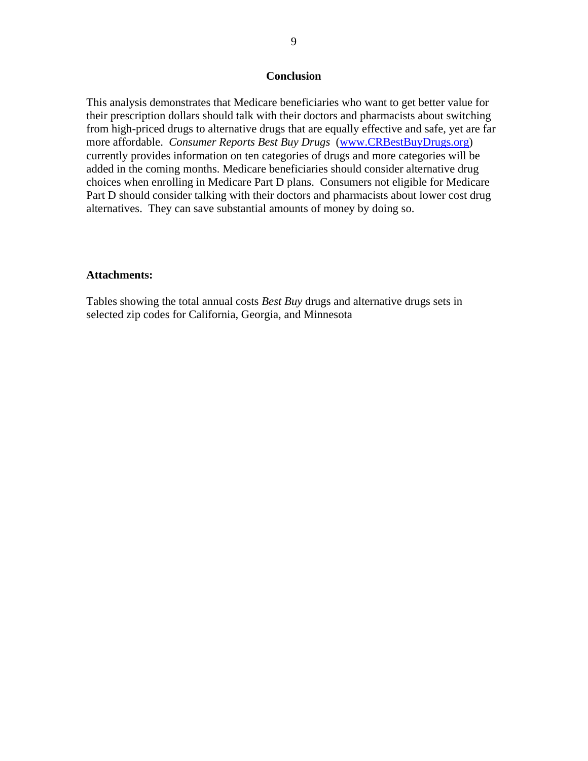## Conclusion

This analysis demonstrates that Medicare beneficiaries who want to get better value for their prescription dollars should talk with their doctors and pharmacists about switching from high-priced drugs to alternative drugs that are equally effective and safe, yet are far more affordable. *Consumer Reports Best Buy Drugs* (www.CRBestBuyDrugs.org) currently provides information on ten categories of drugs and more categories will be added in the coming months. Medicare beneficiaries should consider alternative drug choices when enrolling in Medicare Part D plans. Consumers not eligible for Medicare Part D should consider talking with their doctors and pharmacists about lower cost drug alternatives. They can save substantial amounts of money by doing so.

**Attachments:**

Tables showing the total annual costs *Best Buy* drugs and alternative drugs sets in selected zip codes for California, Georgia, and Minnesota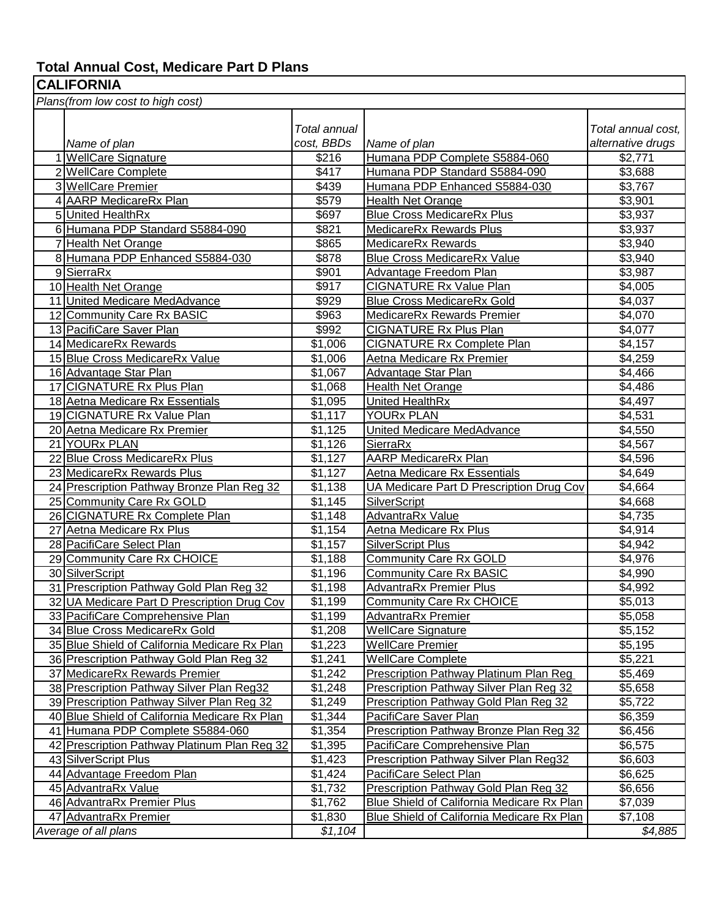## Total Annual Cost, Medicare Part D Plans

| CALIFORNIA | | | | |
|---|---|---|---|---|
| *Plans(from low cost to high cost)* | | | | |
| | *Name of plan* | *Total annual cost, BBDs* | *Name of plan* | *Total annual cost, alternative drugs* |
| 1 | WellCare Signature | $216 | Humana PDP Complete S5884-060 | $2,771 |
| 2 | WellCare Complete | $417 | Humana PDP Standard S5884-090 | $3,688 |
| 3 | WellCare Premier | $439 | Humana PDP Enhanced S5884-030 | $3,767 |
| 4 | AARP MedicareRx Plan | $579 | Health Net Orange | $3,901 |
| 5 | United HealthRx | $697 | Blue Cross MedicareRx Plus | $3,937 |
| 6 | Humana PDP Standard S5884-090 | $821 | MedicareRx Rewards Plus | $3,937 |
| 7 | Health Net Orange | $865 | MedicareRx Rewards | $3,940 |
| 8 | Humana PDP Enhanced S5884-030 | $878 | Blue Cross MedicareRx Value | $3,940 |
| 9 | SierraRx | $901 | Advantage Freedom Plan | $3,987 |
| 10 | Health Net Orange | $917 | CIGNATURE Rx Value Plan | $4,005 |
| 11 | United Medicare MedAdvance | $929 | Blue Cross MedicareRx Gold | $4,037 |
| 12 | Community Care Rx BASIC | $963 | MedicareRx Rewards Premier | $4,070 |
| 13 | PacifiCare Saver Plan | $992 | CIGNATURE Rx Plus Plan | $4,077 |
| 14 | MedicareRx Rewards | $1,006 | CIGNATURE Rx Complete Plan | $4,157 |
| 15 | Blue Cross MedicareRx Value | $1,006 | Aetna Medicare Rx Premier | $4,259 |
| 16 | Advantage Star Plan | $1,067 | Advantage Star Plan | $4,466 |
| 17 | CIGNATURE Rx Plus Plan | $1,068 | Health Net Orange | $4,486 |
| 18 | Aetna Medicare Rx Essentials | $1,095 | United HealthRx | $4,497 |
| 19 | CIGNATURE Rx Value Plan | $1,117 | YOURx PLAN | $4,531 |
| 20 | Aetna Medicare Rx Premier | $1,125 | United Medicare MedAdvance | $4,550 |
| 21 | YOURx PLAN | $1,126 | SierraRx | $4,567 |
| 22 | Blue Cross MedicareRx Plus | $1,127 | AARP MedicareRx Plan | $4,596 |
| 23 | MedicareRx Rewards Plus | $1,127 | Aetna Medicare Rx Essentials | $4,649 |
| 24 | Prescription Pathway Bronze Plan Reg 32 | $1,138 | UA Medicare Part D Prescription Drug Cov | $4,664 |
| 25 | Community Care Rx GOLD | $1,145 | SilverScript | $4,668 |
| 26 | CIGNATURE Rx Complete Plan | $1,148 | AdvantraRx Value | $4,735 |
| 27 | Aetna Medicare Rx Plus | $1,154 | Aetna Medicare Rx Plus | $4,914 |
| 28 | PacifiCare Select Plan | $1,157 | SilverScript Plus | $4,942 |
| 29 | Community Care Rx CHOICE | $1,188 | Community Care Rx GOLD | $4,976 |
| 30 | SilverScript | $1,196 | Community Care Rx BASIC | $4,990 |
| 31 | Prescription Pathway Gold Plan Reg 32 | $1,198 | AdvantraRx Premier Plus | $4,992 |
| 32 | UA Medicare Part D Prescription Drug Cov | $1,199 | Community Care Rx CHOICE | $5,013 |
| 33 | PacifiCare Comprehensive Plan | $1,199 | AdvantraRx Premier | $5,058 |
| 34 | Blue Cross MedicareRx Gold | $1,208 | WellCare Signature | $5,152 |
| 35 | Blue Shield of California Medicare Rx Plan | $1,223 | WellCare Premier | $5,195 |
| 36 | Prescription Pathway Gold Plan Reg 32 | $1,241 | WellCare Complete | $5,221 |
| 37 | MedicareRx Rewards Premier | $1,242 | Prescription Pathway Platinum Plan Reg | $5,469 |
| 38 | Prescription Pathway Silver Plan Reg32 | $1,248 | Prescription Pathway Silver Plan Reg 32 | $5,658 |
| 39 | Prescription Pathway Silver Plan Reg 32 | $1,249 | Prescription Pathway Gold Plan Reg 32 | $5,722 |
| 40 | Blue Shield of California Medicare Rx Plan | $1,344 | PacifiCare Saver Plan | $6,359 |
| 41 | Humana PDP Complete S5884-060 | $1,354 | Prescription Pathway Bronze Plan Reg 32 | $6,456 |
| 42 | Prescription Pathway Platinum Plan Reg 32 | $1,395 | PacifiCare Comprehensive Plan | $6,575 |
| 43 | SilverScript Plus | $1,423 | Prescription Pathway Silver Plan Reg32 | $6,603 |
| 44 | Advantage Freedom Plan | $1,424 | PacifiCare Select Plan | $6,625 |
| 45 | AdvantraRx Value | $1,732 | Prescription Pathway Gold Plan Reg 32 | $6,656 |
| 46 | AdvantraRx Premier Plus | $1,762 | Blue Shield of California Medicare Rx Plan | $7,039 |
| 47 | AdvantraRx Premier | $1,830 | Blue Shield of California Medicare Rx Plan | $7,108 |
| *Average of all plans* | | *$1,104* | | *$4,885* |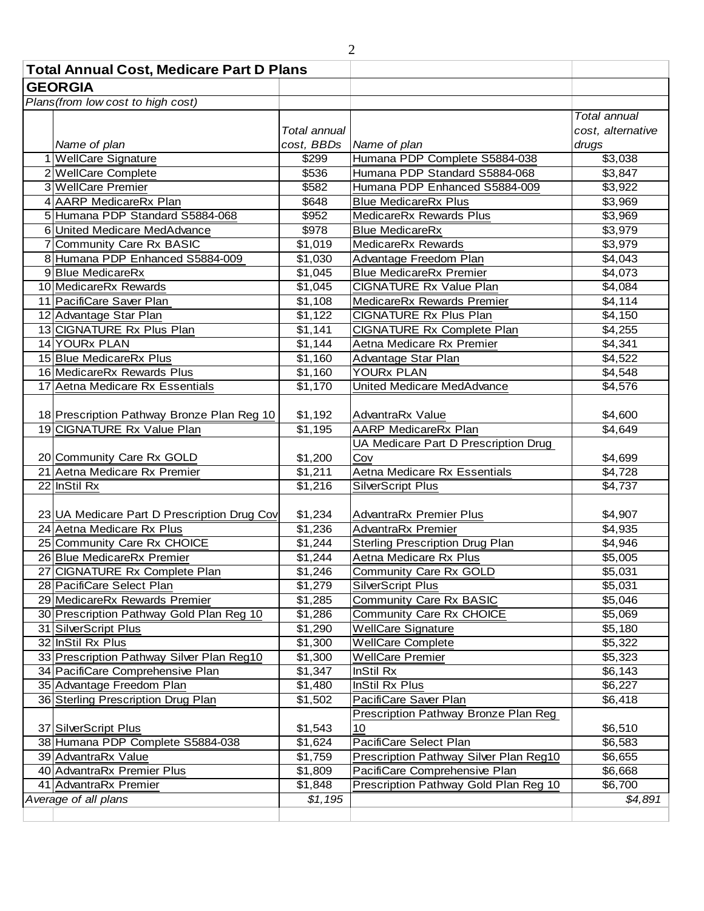| Total Annual Cost, Medicare Part D Plans | | | | |
|---|---|---|---|---|
| **GEORGIA** | | | | |
| *Plans(from low cost to high cost)* | | | | |
| | *Name of plan* | *Total annual cost, BBDs* | *Name of plan* | *Total annual cost, alternative drugs* |
| 1 | WellCare Signature | $299 | Humana PDP Complete S5884-038 | $3,038 |
| 2 | WellCare Complete | $536 | Humana PDP Standard S5884-068 | $3,847 |
| 3 | WellCare Premier | $582 | Humana PDP Enhanced S5884-009 | $3,922 |
| 4 | AARP MedicareRx Plan | $648 | Blue MedicareRx Plus | $3,969 |
| 5 | Humana PDP Standard S5884-068 | $952 | MedicareRx Rewards Plus | $3,969 |
| 6 | United Medicare MedAdvance | $978 | Blue MedicareRx | $3,979 |
| 7 | Community Care Rx BASIC | $1,019 | MedicareRx Rewards | $3,979 |
| 8 | Humana PDP Enhanced S5884-009 | $1,030 | Advantage Freedom Plan | $4,043 |
| 9 | Blue MedicareRx | $1,045 | Blue MedicareRx Premier | $4,073 |
| 10 | MedicareRx Rewards | $1,045 | CIGNATURE Rx Value Plan | $4,084 |
| 11 | PacifiCare Saver Plan | $1,108 | MedicareRx Rewards Premier | $4,114 |
| 12 | Advantage Star Plan | $1,122 | CIGNATURE Rx Plus Plan | $4,150 |
| 13 | CIGNATURE Rx Plus Plan | $1,141 | CIGNATURE Rx Complete Plan | $4,255 |
| 14 | YOURx PLAN | $1,144 | Aetna Medicare Rx Premier | $4,341 |
| 15 | Blue MedicareRx Plus | $1,160 | Advantage Star Plan | $4,522 |
| 16 | MedicareRx Rewards Plus | $1,160 | YOURx PLAN | $4,548 |
| 17 | Aetna Medicare Rx Essentials | $1,170 | United Medicare MedAdvance | $4,576 |
| 18 | Prescription Pathway Bronze Plan Reg 10 | $1,192 | AdvantraRx Value | $4,600 |
| 19 | CIGNATURE Rx Value Plan | $1,195 | AARP MedicareRx Plan | $4,649 |
| 20 | Community Care Rx GOLD | $1,200 | UA Medicare Part D Prescription Drug Cov | $4,699 |
| 21 | Aetna Medicare Rx Premier | $1,211 | Aetna Medicare Rx Essentials | $4,728 |
| 22 | InStil Rx | $1,216 | SilverScript Plus | $4,737 |
| 23 | UA Medicare Part D Prescription Drug Cov | $1,234 | AdvantraRx Premier Plus | $4,907 |
| 24 | Aetna Medicare Rx Plus | $1,236 | AdvantraRx Premier | $4,935 |
| 25 | Community Care Rx CHOICE | $1,244 | Sterling Prescription Drug Plan | $4,946 |
| 26 | Blue MedicareRx Premier | $1,244 | Aetna Medicare Rx Plus | $5,005 |
| 27 | CIGNATURE Rx Complete Plan | $1,246 | Community Care Rx GOLD | $5,031 |
| 28 | PacifiCare Select Plan | $1,279 | SilverScript Plus | $5,031 |
| 29 | MedicareRx Rewards Premier | $1,285 | Community Care Rx BASIC | $5,046 |
| 30 | Prescription Pathway Gold Plan Reg 10 | $1,286 | Community Care Rx CHOICE | $5,069 |
| 31 | SilverScript Plus | $1,290 | WellCare Signature | $5,180 |
| 32 | InStil Rx Plus | $1,300 | WellCare Complete | $5,322 |
| 33 | Prescription Pathway Silver Plan Reg10 | $1,300 | WellCare Premier | $5,323 |
| 34 | PacifiCare Comprehensive Plan | $1,347 | InStil Rx | $6,143 |
| 35 | Advantage Freedom Plan | $1,480 | InStil Rx Plus | $6,227 |
| 36 | Sterling Prescription Drug Plan | $1,502 | PacifiCare Saver Plan | $6,418 |
| 37 | SilverScript Plus | $1,543 | Prescription Pathway Bronze Plan Reg 10 | $6,510 |
| 38 | Humana PDP Complete S5884-038 | $1,624 | PacifiCare Select Plan | $6,583 |
| 39 | AdvantraRx Value | $1,759 | Prescription Pathway Silver Plan Reg10 | $6,655 |
| 40 | AdvantraRx Premier Plus | $1,809 | PacifiCare Comprehensive Plan | $6,668 |
| 41 | AdvantraRx Premier | $1,848 | Prescription Pathway Gold Plan Reg 10 | $6,700 |
| *Average of all plans* | | *$1,195* | | *$4,891* |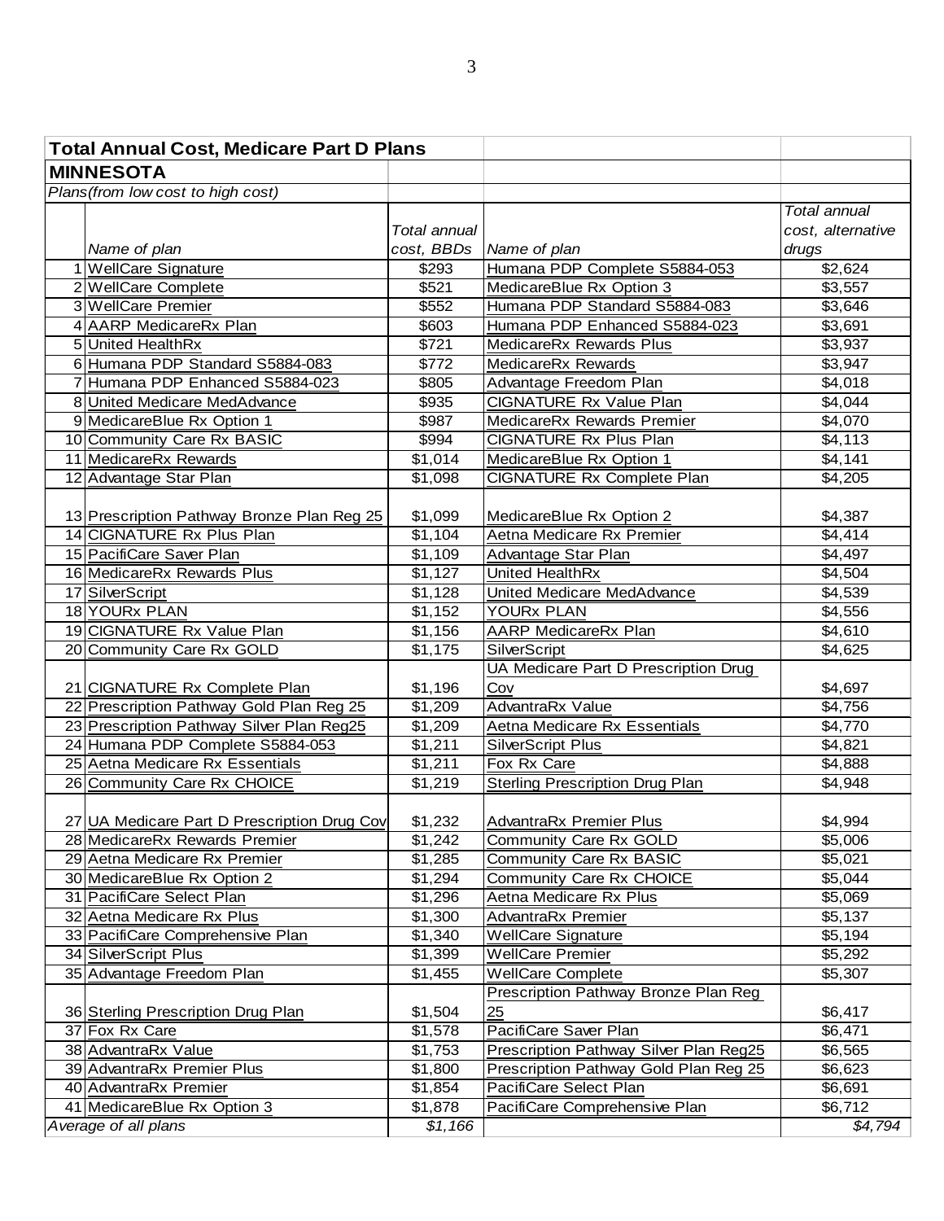| Total Annual Cost, Medicare Part D Plans | | | | |
|---|---|---|---|---|
| **MINNESOTA** | | | | |
| *Plans(from low cost to high cost)* | | | | |
| | *Name of plan* | *Total annual cost, BBDs* | *Name of plan* | *Total annual cost, alternative drugs* |
| 1 | WellCare Signature | $293 | Humana PDP Complete S5884-053 | $2,624 |
| 2 | WellCare Complete | $521 | MedicareBlue Rx Option 3 | $3,557 |
| 3 | WellCare Premier | $552 | Humana PDP Standard S5884-083 | $3,646 |
| 4 | AARP MedicareRx Plan | $603 | Humana PDP Enhanced S5884-023 | $3,691 |
| 5 | United HealthRx | $721 | MedicareRx Rewards Plus | $3,937 |
| 6 | Humana PDP Standard S5884-083 | $772 | MedicareRx Rewards | $3,947 |
| 7 | Humana PDP Enhanced S5884-023 | $805 | Advantage Freedom Plan | $4,018 |
| 8 | United Medicare MedAdvance | $935 | CIGNATURE Rx Value Plan | $4,044 |
| 9 | MedicareBlue Rx Option 1 | $987 | MedicareRx Rewards Premier | $4,070 |
| 10 | Community Care Rx BASIC | $994 | CIGNATURE Rx Plus Plan | $4,113 |
| 11 | MedicareRx Rewards | $1,014 | MedicareBlue Rx Option 1 | $4,141 |
| 12 | Advantage Star Plan | $1,098 | CIGNATURE Rx Complete Plan | $4,205 |
| 13 | Prescription Pathway Bronze Plan Reg 25 | $1,099 | MedicareBlue Rx Option 2 | $4,387 |
| 14 | CIGNATURE Rx Plus Plan | $1,104 | Aetna Medicare Rx Premier | $4,414 |
| 15 | PacifiCare Saver Plan | $1,109 | Advantage Star Plan | $4,497 |
| 16 | MedicareRx Rewards Plus | $1,127 | United HealthRx | $4,504 |
| 17 | SilverScript | $1,128 | United Medicare MedAdvance | $4,539 |
| 18 | YOURx PLAN | $1,152 | YOURx PLAN | $4,556 |
| 19 | CIGNATURE Rx Value Plan | $1,156 | AARP MedicareRx Plan | $4,610 |
| 20 | Community Care Rx GOLD | $1,175 | SilverScript | $4,625 |
| 21 | CIGNATURE Rx Complete Plan | $1,196 | UA Medicare Part D Prescription Drug Cov | $4,697 |
| 22 | Prescription Pathway Gold Plan Reg 25 | $1,209 | AdvantraRx Value | $4,756 |
| 23 | Prescription Pathway Silver Plan Reg25 | $1,209 | Aetna Medicare Rx Essentials | $4,770 |
| 24 | Humana PDP Complete S5884-053 | $1,211 | SilverScript Plus | $4,821 |
| 25 | Aetna Medicare Rx Essentials | $1,211 | Fox Rx Care | $4,888 |
| 26 | Community Care Rx CHOICE | $1,219 | Sterling Prescription Drug Plan | $4,948 |
| 27 | UA Medicare Part D Prescription Drug Cov | $1,232 | AdvantraRx Premier Plus | $4,994 |
| 28 | MedicareRx Rewards Premier | $1,242 | Community Care Rx GOLD | $5,006 |
| 29 | Aetna Medicare Rx Premier | $1,285 | Community Care Rx BASIC | $5,021 |
| 30 | MedicareBlue Rx Option 2 | $1,294 | Community Care Rx CHOICE | $5,044 |
| 31 | PacifiCare Select Plan | $1,296 | Aetna Medicare Rx Plus | $5,069 |
| 32 | Aetna Medicare Rx Plus | $1,300 | AdvantraRx Premier | $5,137 |
| 33 | PacifiCare Comprehensive Plan | $1,340 | WellCare Signature | $5,194 |
| 34 | SilverScript Plus | $1,399 | WellCare Premier | $5,292 |
| 35 | Advantage Freedom Plan | $1,455 | WellCare Complete | $5,307 |
| 36 | Sterling Prescription Drug Plan | $1,504 | Prescription Pathway Bronze Plan Reg 25 | $6,417 |
| 37 | Fox Rx Care | $1,578 | PacifiCare Saver Plan | $6,471 |
| 38 | AdvantraRx Value | $1,753 | Prescription Pathway Silver Plan Reg25 | $6,565 |
| 39 | AdvantraRx Premier Plus | $1,800 | Prescription Pathway Gold Plan Reg 25 | $6,623 |
| 40 | AdvantraRx Premier | $1,854 | PacifiCare Select Plan | $6,691 |
| 41 | MedicareBlue Rx Option 3 | $1,878 | PacifiCare Comprehensive Plan | $6,712 |
| *Average of all plans* | | *$1,166* | | *$4,794* |